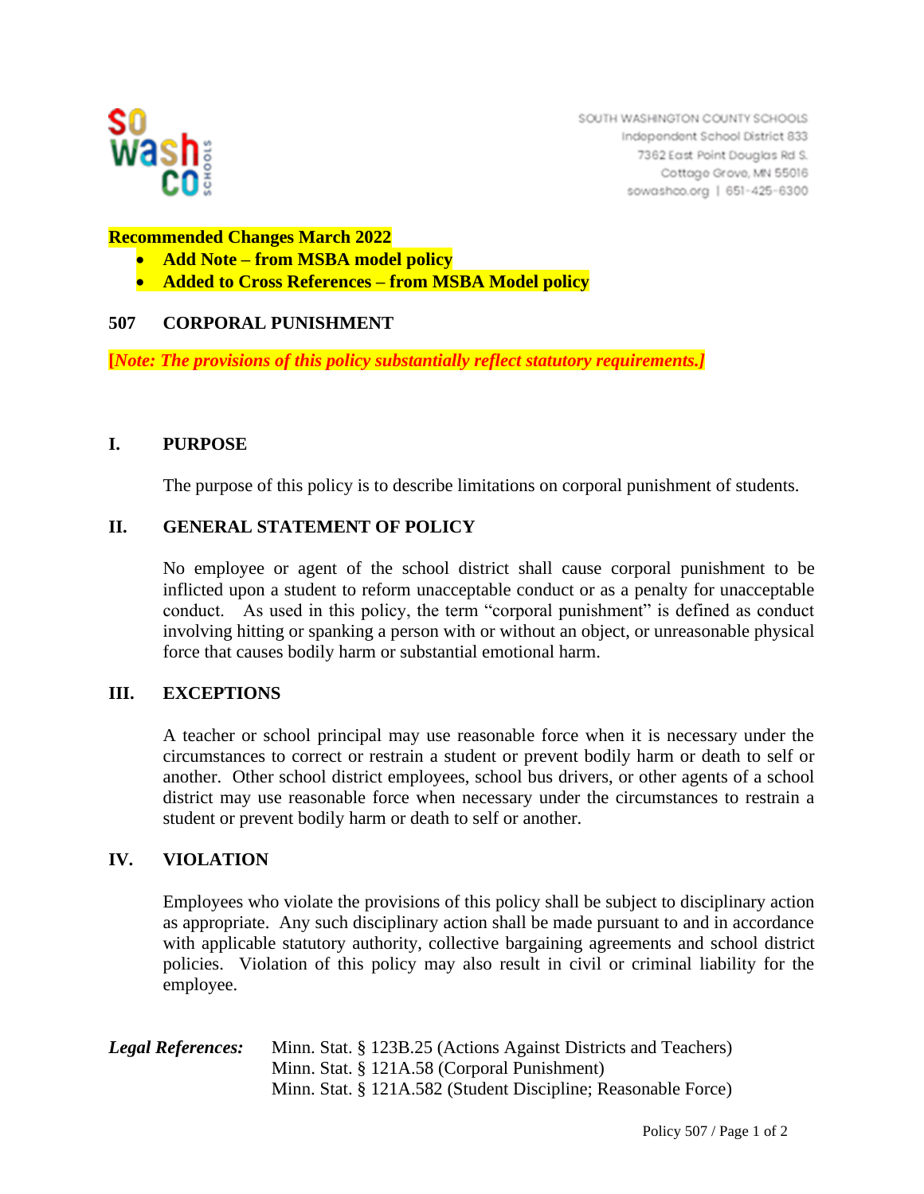SOUTH WASHINGTON COUNTY SCHOOLS
Independent School District 833
7362 East Point Douglas Rd S.
Cottage Grove, MN 55016
sowashco.org | 651-425-6300

**Recommended Changes March 2022**

- **Add Note – from MSBA model policy**
- **Added to Cross References – from MSBA Model policy**

# 507 CORPORAL PUNISHMENT

**[*Note: The provisions of this policy substantially reflect statutory requirements.*]**

## I. PURPOSE

The purpose of this policy is to describe limitations on corporal punishment of students.

## II. GENERAL STATEMENT OF POLICY

No employee or agent of the school district shall cause corporal punishment to be inflicted upon a student to reform unacceptable conduct or as a penalty for unacceptable conduct. As used in this policy, the term "corporal punishment" is defined as conduct involving hitting or spanking a person with or without an object, or unreasonable physical force that causes bodily harm or substantial emotional harm.

## III. EXCEPTIONS

A teacher or school principal may use reasonable force when it is necessary under the circumstances to correct or restrain a student or prevent bodily harm or death to self or another. Other school district employees, school bus drivers, or other agents of a school district may use reasonable force when necessary under the circumstances to restrain a student or prevent bodily harm or death to self or another.

## IV. VIOLATION

Employees who violate the provisions of this policy shall be subject to disciplinary action as appropriate. Any such disciplinary action shall be made pursuant to and in accordance with applicable statutory authority, collective bargaining agreements and school district policies. Violation of this policy may also result in civil or criminal liability for the employee.

***Legal References:***
Minn. Stat. § 123B.25 (Actions Against Districts and Teachers)
Minn. Stat. § 121A.58 (Corporal Punishment)
Minn. Stat. § 121A.582 (Student Discipline; Reasonable Force)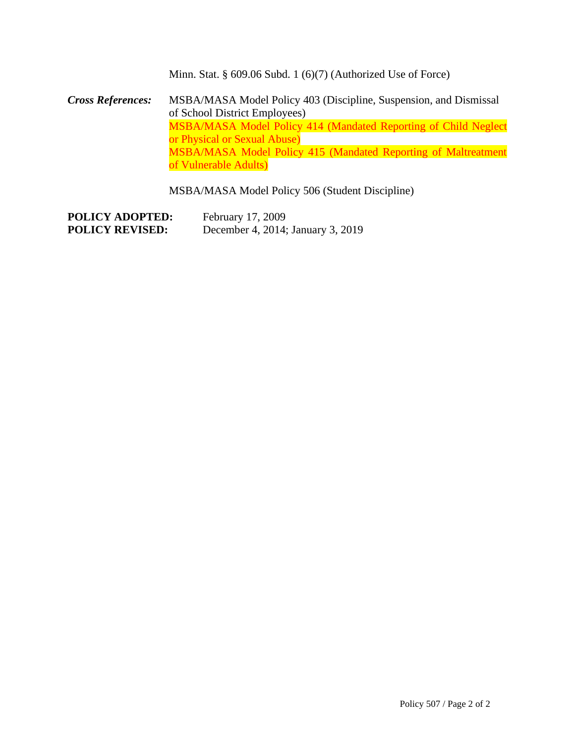Minn. Stat. § 609.06 Subd. 1 (6)(7) (Authorized Use of Force)

***Cross References:*** MSBA/MASA Model Policy 403 (Discipline, Suspension, and Dismissal of School District Employees)
MSBA/MASA Model Policy 414 (Mandated Reporting of Child Neglect or Physical or Sexual Abuse)
MSBA/MASA Model Policy 415 (Mandated Reporting of Maltreatment of Vulnerable Adults)

MSBA/MASA Model Policy 506 (Student Discipline)

**POLICY ADOPTED:** February 17, 2009
**POLICY REVISED:** December 4, 2014; January 3, 2019